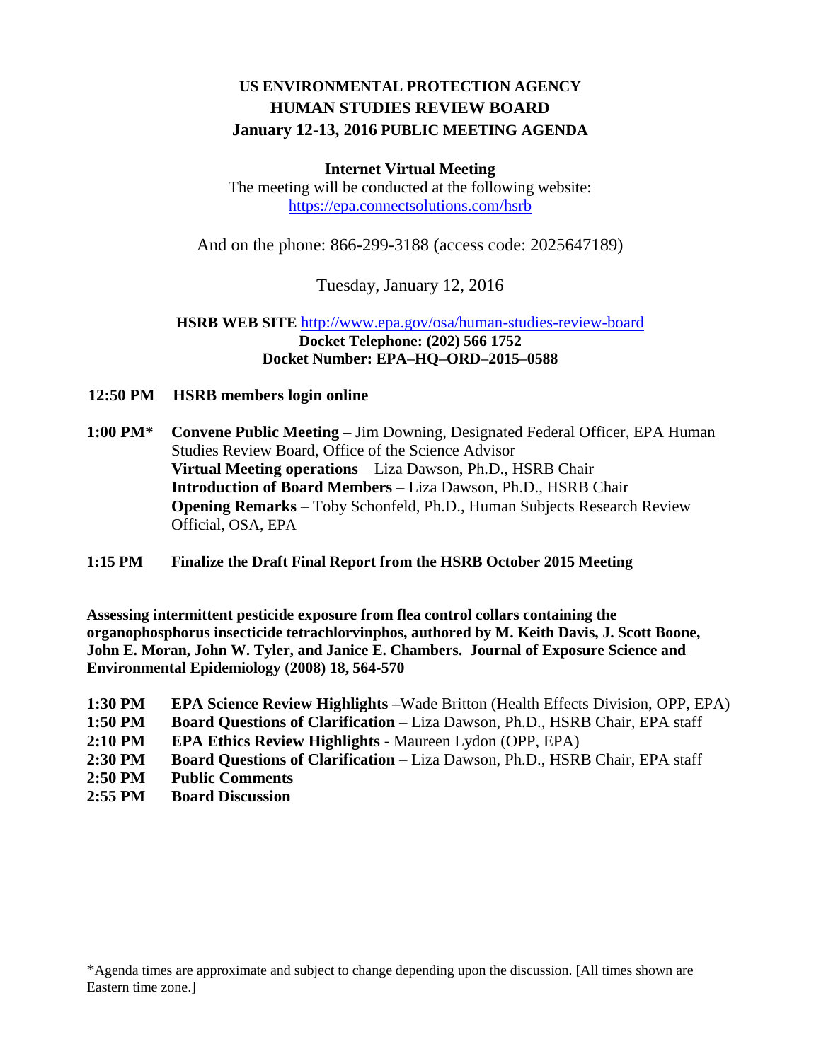# US ENVIRONMENTAL PROTECTION AGENCY
# HUMAN STUDIES REVIEW BOARD
## January 12-13, 2016 PUBLIC MEETING AGENDA

**Internet Virtual Meeting**

The meeting will be conducted at the following website:
https://epa.connectsolutions.com/hsrb

And on the phone: 866-299-3188 (access code: 2025647189)

Tuesday, January 12, 2016

**HSRB WEB SITE** http://www.epa.gov/osa/human-studies-review-board
**Docket Telephone: (202) 566 1752**
**Docket Number: EPA–HQ–ORD–2015–0588**

**12:50 PM HSRB members login online**

**1:00 PM*** **Convene Public Meeting –** Jim Downing, Designated Federal Officer, EPA Human Studies Review Board, Office of the Science Advisor
**Virtual Meeting operations** – Liza Dawson, Ph.D., HSRB Chair
**Introduction of Board Members** – Liza Dawson, Ph.D., HSRB Chair
**Opening Remarks** – Toby Schonfeld, Ph.D., Human Subjects Research Review Official, OSA, EPA

**1:15 PM Finalize the Draft Final Report from the HSRB October 2015 Meeting**

**Assessing intermittent pesticide exposure from flea control collars containing the organophosphorus insecticide tetrachlorvinphos, authored by M. Keith Davis, J. Scott Boone, John E. Moran, John W. Tyler, and Janice E. Chambers. Journal of Exposure Science and Environmental Epidemiology (2008) 18, 564-570**

**1:30 PM** **EPA Science Review Highlights –**Wade Britton (Health Effects Division, OPP, EPA)
**1:50 PM** **Board Questions of Clarification** – Liza Dawson, Ph.D., HSRB Chair, EPA staff
**2:10 PM** **EPA Ethics Review Highlights -** Maureen Lydon (OPP, EPA)
**2:30 PM** **Board Questions of Clarification** – Liza Dawson, Ph.D., HSRB Chair, EPA staff
**2:50 PM** **Public Comments**
**2:55 PM** **Board Discussion**

*Agenda times are approximate and subject to change depending upon the discussion. [All times shown are Eastern time zone.]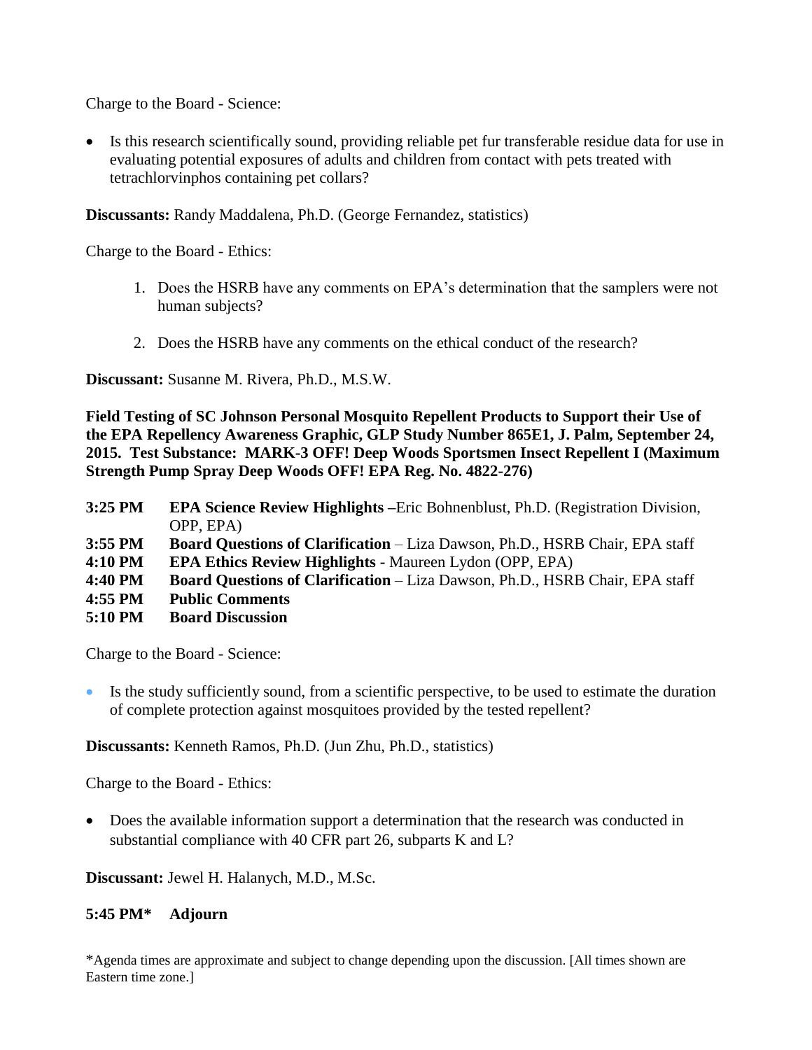Charge to the Board - Science:

- Is this research scientifically sound, providing reliable pet fur transferable residue data for use in evaluating potential exposures of adults and children from contact with pets treated with tetrachlorvinphos containing pet collars?

**Discussants:** Randy Maddalena, Ph.D. (George Fernandez, statistics)

Charge to the Board - Ethics:

1. Does the HSRB have any comments on EPA's determination that the samplers were not human subjects?

2. Does the HSRB have any comments on the ethical conduct of the research?

**Discussant:** Susanne M. Rivera, Ph.D., M.S.W.

**Field Testing of SC Johnson Personal Mosquito Repellent Products to Support their Use of the EPA Repellency Awareness Graphic, GLP Study Number 865E1, J. Palm, September 24, 2015. Test Substance: MARK-3 OFF! Deep Woods Sportsmen Insect Repellent I (Maximum Strength Pump Spray Deep Woods OFF! EPA Reg. No. 4822-276)**

**3:25 PM** **EPA Science Review Highlights –**Eric Bohnenblust, Ph.D. (Registration Division, OPP, EPA)
**3:55 PM** **Board Questions of Clarification** – Liza Dawson, Ph.D., HSRB Chair, EPA staff
**4:10 PM** **EPA Ethics Review Highlights -** Maureen Lydon (OPP, EPA)
**4:40 PM** **Board Questions of Clarification** – Liza Dawson, Ph.D., HSRB Chair, EPA staff
**4:55 PM** **Public Comments**
**5:10 PM** **Board Discussion**

Charge to the Board - Science:

- Is the study sufficiently sound, from a scientific perspective, to be used to estimate the duration of complete protection against mosquitoes provided by the tested repellent?

**Discussants:** Kenneth Ramos, Ph.D. (Jun Zhu, Ph.D., statistics)

Charge to the Board - Ethics:

- Does the available information support a determination that the research was conducted in substantial compliance with 40 CFR part 26, subparts K and L?

**Discussant:** Jewel H. Halanych, M.D., M.Sc.

**5:45 PM*** **Adjourn**

*Agenda times are approximate and subject to change depending upon the discussion. [All times shown are Eastern time zone.]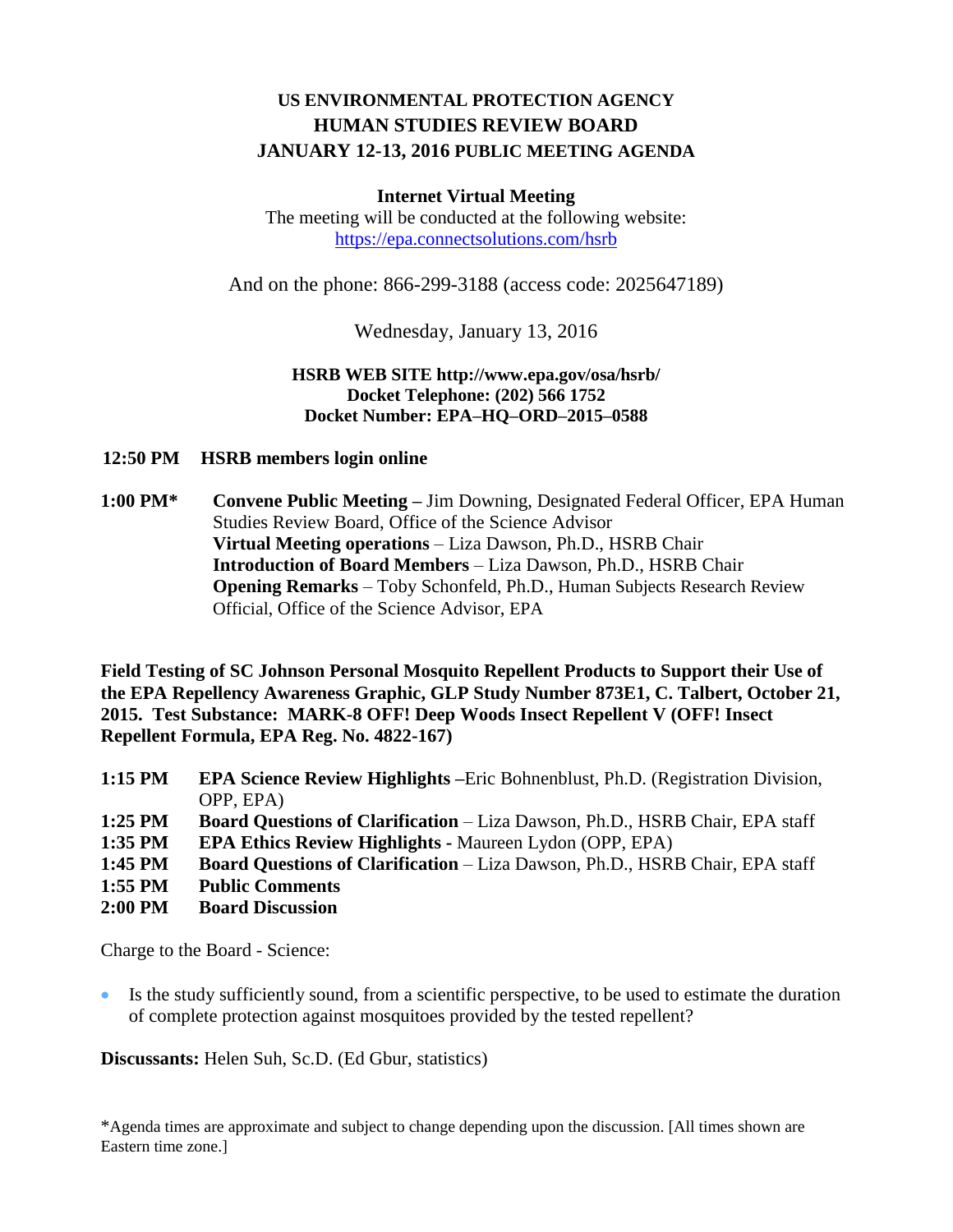# US ENVIRONMENTAL PROTECTION AGENCY
# HUMAN STUDIES REVIEW BOARD
# JANUARY 12-13, 2016 PUBLIC MEETING AGENDA

**Internet Virtual Meeting**

The meeting will be conducted at the following website:
https://epa.connectsolutions.com/hsrb

And on the phone: 866-299-3188 (access code: 2025647189)

Wednesday, January 13, 2016

**HSRB WEB SITE http://www.epa.gov/osa/hsrb/**
**Docket Telephone: (202) 566 1752**
**Docket Number: EPA–HQ–ORD–2015–0588**

**12:50 PM** **HSRB members login online**

**1:00 PM*** **Convene Public Meeting –** Jim Downing, Designated Federal Officer, EPA Human Studies Review Board, Office of the Science Advisor
**Virtual Meeting operations** – Liza Dawson, Ph.D., HSRB Chair
**Introduction of Board Members** – Liza Dawson, Ph.D., HSRB Chair
**Opening Remarks** – Toby Schonfeld, Ph.D., Human Subjects Research Review Official, Office of the Science Advisor, EPA

**Field Testing of SC Johnson Personal Mosquito Repellent Products to Support their Use of the EPA Repellency Awareness Graphic, GLP Study Number 873E1, C. Talbert, October 21, 2015. Test Substance: MARK-8 OFF! Deep Woods Insect Repellent V (OFF! Insect Repellent Formula, EPA Reg. No. 4822-167)**

**1:15 PM** **EPA Science Review Highlights –**Eric Bohnenblust, Ph.D. (Registration Division, OPP, EPA)
**1:25 PM** **Board Questions of Clarification** – Liza Dawson, Ph.D., HSRB Chair, EPA staff
**1:35 PM** **EPA Ethics Review Highlights** - Maureen Lydon (OPP, EPA)
**1:45 PM** **Board Questions of Clarification** – Liza Dawson, Ph.D., HSRB Chair, EPA staff
**1:55 PM** **Public Comments**
**2:00 PM** **Board Discussion**

Charge to the Board - Science:

- Is the study sufficiently sound, from a scientific perspective, to be used to estimate the duration of complete protection against mosquitoes provided by the tested repellent?

**Discussants:** Helen Suh, Sc.D. (Ed Gbur, statistics)

*Agenda times are approximate and subject to change depending upon the discussion. [All times shown are Eastern time zone.]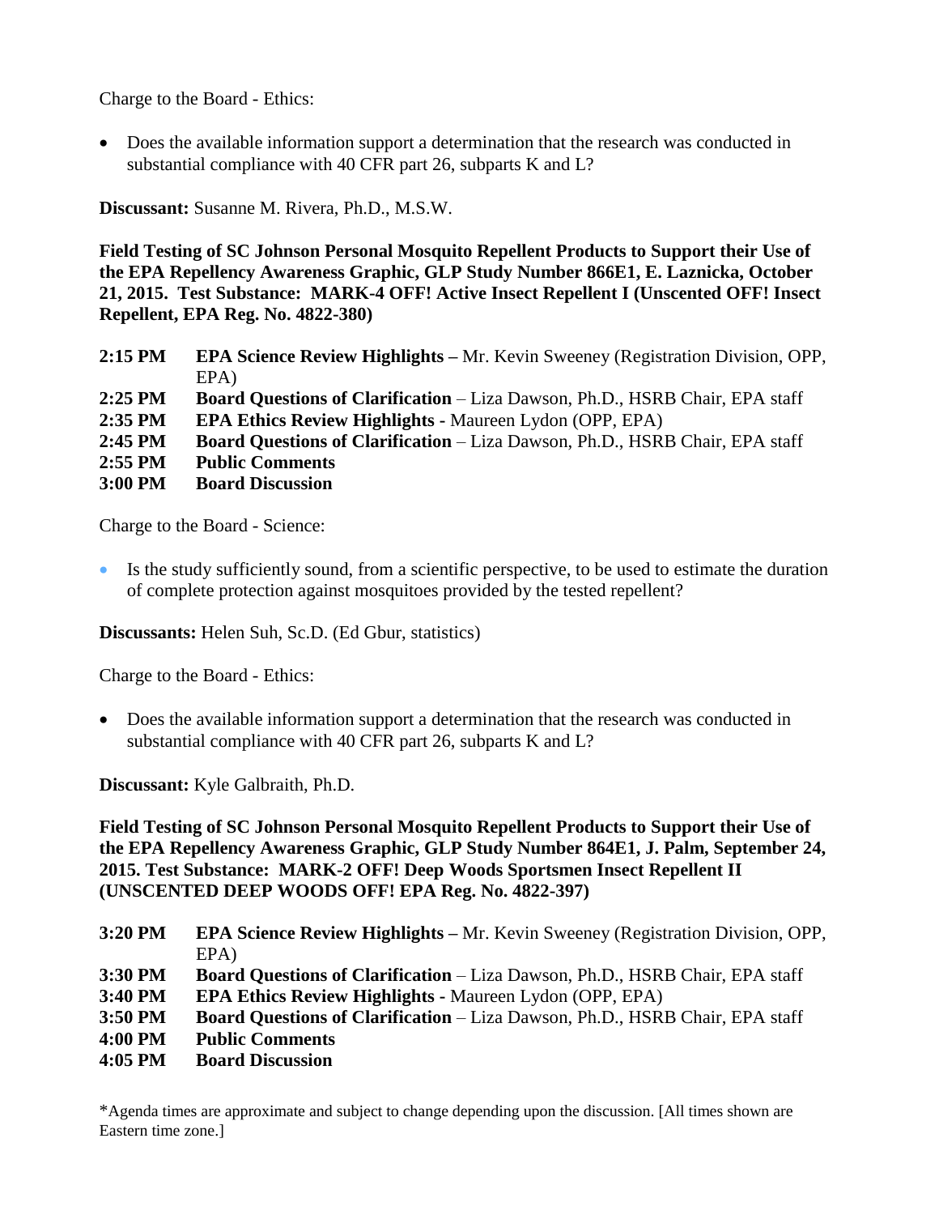Charge to the Board - Ethics:

- Does the available information support a determination that the research was conducted in substantial compliance with 40 CFR part 26, subparts K and L?

**Discussant:** Susanne M. Rivera, Ph.D., M.S.W.

**Field Testing of SC Johnson Personal Mosquito Repellent Products to Support their Use of the EPA Repellency Awareness Graphic, GLP Study Number 866E1, E. Laznicka, October 21, 2015. Test Substance: MARK-4 OFF! Active Insect Repellent I (Unscented OFF! Insect Repellent, EPA Reg. No. 4822-380)**

**2:15 PM** **EPA Science Review Highlights –** Mr. Kevin Sweeney (Registration Division, OPP, EPA)
**2:25 PM** **Board Questions of Clarification** – Liza Dawson, Ph.D., HSRB Chair, EPA staff
**2:35 PM** **EPA Ethics Review Highlights** - Maureen Lydon (OPP, EPA)
**2:45 PM** **Board Questions of Clarification** – Liza Dawson, Ph.D., HSRB Chair, EPA staff
**2:55 PM** **Public Comments**
**3:00 PM** **Board Discussion**

Charge to the Board - Science:

- Is the study sufficiently sound, from a scientific perspective, to be used to estimate the duration of complete protection against mosquitoes provided by the tested repellent?

**Discussants:** Helen Suh, Sc.D. (Ed Gbur, statistics)

Charge to the Board - Ethics:

- Does the available information support a determination that the research was conducted in substantial compliance with 40 CFR part 26, subparts K and L?

**Discussant:** Kyle Galbraith, Ph.D.

**Field Testing of SC Johnson Personal Mosquito Repellent Products to Support their Use of the EPA Repellency Awareness Graphic, GLP Study Number 864E1, J. Palm, September 24, 2015. Test Substance: MARK-2 OFF! Deep Woods Sportsmen Insect Repellent II (UNSCENTED DEEP WOODS OFF! EPA Reg. No. 4822-397)**

**3:20 PM** **EPA Science Review Highlights –** Mr. Kevin Sweeney (Registration Division, OPP, EPA)
**3:30 PM** **Board Questions of Clarification** – Liza Dawson, Ph.D., HSRB Chair, EPA staff
**3:40 PM** **EPA Ethics Review Highlights** - Maureen Lydon (OPP, EPA)
**3:50 PM** **Board Questions of Clarification** – Liza Dawson, Ph.D., HSRB Chair, EPA staff
**4:00 PM** **Public Comments**
**4:05 PM** **Board Discussion**

*Agenda times are approximate and subject to change depending upon the discussion. [All times shown are Eastern time zone.]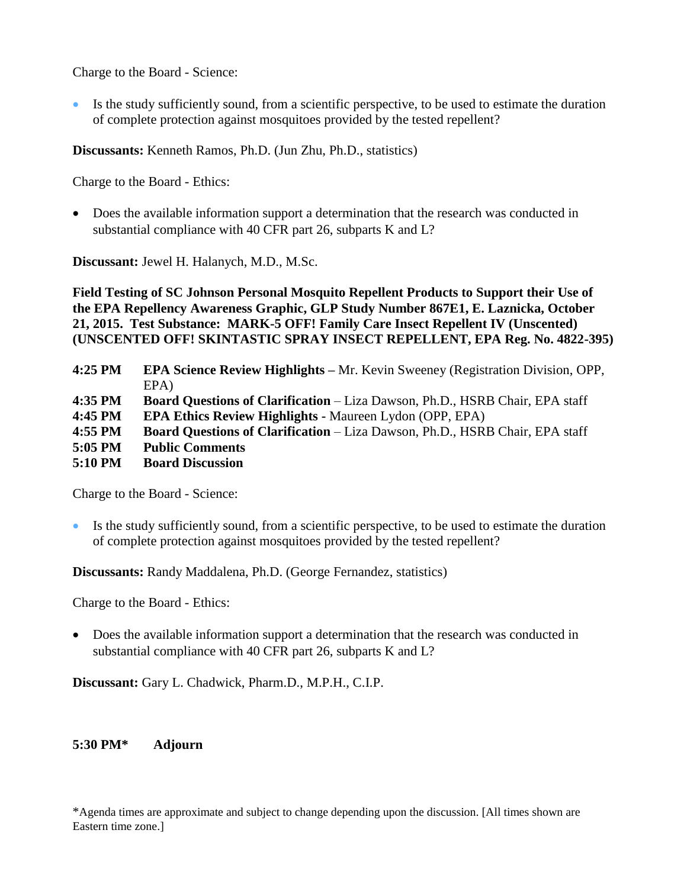Charge to the Board - Science:

- Is the study sufficiently sound, from a scientific perspective, to be used to estimate the duration of complete protection against mosquitoes provided by the tested repellent?

**Discussants:** Kenneth Ramos, Ph.D. (Jun Zhu, Ph.D., statistics)

Charge to the Board - Ethics:

- Does the available information support a determination that the research was conducted in substantial compliance with 40 CFR part 26, subparts K and L?

**Discussant:** Jewel H. Halanych, M.D., M.Sc.

**Field Testing of SC Johnson Personal Mosquito Repellent Products to Support their Use of the EPA Repellency Awareness Graphic, GLP Study Number 867E1, E. Laznicka, October 21, 2015. Test Substance: MARK-5 OFF! Family Care Insect Repellent IV (Unscented) (UNSCENTED OFF! SKINTASTIC SPRAY INSECT REPELLENT, EPA Reg. No. 4822-395)**

**4:25 PM** **EPA Science Review Highlights –** Mr. Kevin Sweeney (Registration Division, OPP, EPA)
**4:35 PM** **Board Questions of Clarification** – Liza Dawson, Ph.D., HSRB Chair, EPA staff
**4:45 PM** **EPA Ethics Review Highlights** - Maureen Lydon (OPP, EPA)
**4:55 PM** **Board Questions of Clarification** – Liza Dawson, Ph.D., HSRB Chair, EPA staff
**5:05 PM** **Public Comments**
**5:10 PM** **Board Discussion**

Charge to the Board - Science:

- Is the study sufficiently sound, from a scientific perspective, to be used to estimate the duration of complete protection against mosquitoes provided by the tested repellent?

**Discussants:** Randy Maddalena, Ph.D. (George Fernandez, statistics)

Charge to the Board - Ethics:

- Does the available information support a determination that the research was conducted in substantial compliance with 40 CFR part 26, subparts K and L?

**Discussant:** Gary L. Chadwick, Pharm.D., M.P.H., C.I.P.

**5:30 PM*** **Adjourn**

*Agenda times are approximate and subject to change depending upon the discussion. [All times shown are Eastern time zone.]